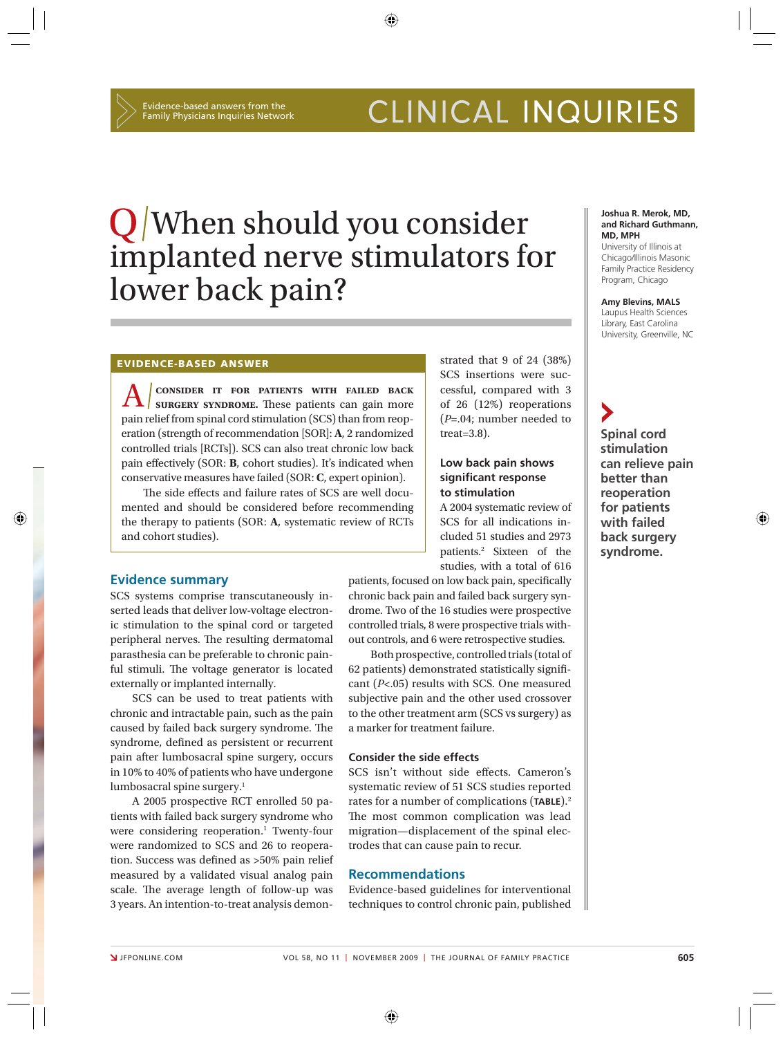Evidence-based answers from the Family Physicians Inquiries Network

# CLINICAL INQUIRIES

# Q/When should you consider implanted nerve stimulators for lower back pain?

**Joshua R. Merok, MD, and Richard Guthmann, MD, MPH**
University of Illinois at Chicago/Illinois Masonic Family Practice Residency Program, Chicago

**Amy Blevins, MALS**
Laupus Health Sciences Library, East Carolina University, Greenville, NC

## EVIDENCE-BASED ANSWER

**A/ CONSIDER IT FOR PATIENTS WITH FAILED BACK SURGERY SYNDROME.** These patients can gain more pain relief from spinal cord stimulation (SCS) than from reoperation (strength of recommendation [SOR]: **A**, 2 randomized controlled trials [RCTs]). SCS can also treat chronic low back pain effectively (SOR: **B**, cohort studies). It's indicated when conservative measures have failed (SOR: **C**, expert opinion).

The side effects and failure rates of SCS are well documented and should be considered before recommending the therapy to patients (SOR: **A**, systematic review of RCTs and cohort studies).

## Evidence summary

SCS systems comprise transcutaneously inserted leads that deliver low-voltage electronic stimulation to the spinal cord or targeted peripheral nerves. The resulting dermatomal parasthesia can be preferable to chronic painful stimuli. The voltage generator is located externally or implanted internally.

SCS can be used to treat patients with chronic and intractable pain, such as the pain caused by failed back surgery syndrome. The syndrome, defined as persistent or recurrent pain after lumbosacral spine surgery, occurs in 10% to 40% of patients who have undergone lumbosacral spine surgery.[1]

A 2005 prospective RCT enrolled 50 patients with failed back surgery syndrome who were considering reoperation.[1] Twenty-four were randomized to SCS and 26 to reoperation. Success was defined as >50% pain relief measured by a validated visual analog pain scale. The average length of follow-up was 3 years. An intention-to-treat analysis demonstrated that 9 of 24 (38%) SCS insertions were successful, compared with 3 of 26 (12%) reoperations ($P$=.04; number needed to treat=3.8).

**Spinal cord stimulation can relieve pain better than reoperation for patients with failed back surgery syndrome.**

### Low back pain shows significant response to stimulation

A 2004 systematic review of SCS for all indications included 51 studies and 2973 patients.[2] Sixteen of the studies, with a total of 616 patients, focused on low back pain, specifically chronic back pain and failed back surgery syndrome. Two of the 16 studies were prospective controlled trials, 8 were prospective trials without controls, and 6 were retrospective studies.

Both prospective, controlled trials (total of 62 patients) demonstrated statistically significant ($P$<.05) results with SCS. One measured subjective pain and the other used crossover to the other treatment arm (SCS vs surgery) as a marker for treatment failure.

### Consider the side effects

SCS isn't without side effects. Cameron's systematic review of 51 SCS studies reported rates for a number of complications (**TABLE**).[2] The most common complication was lead migration—displacement of the spinal electrodes that can cause pain to recur.

## Recommendations

Evidence-based guidelines for interventional techniques to control chronic pain, published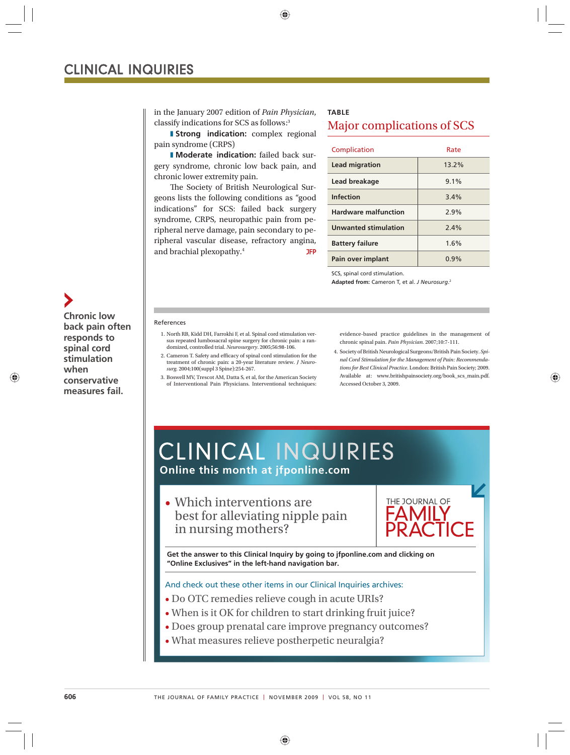in the January 2007 edition of *Pain Physician*, classify indications for SCS as follows:[3]

- **Strong indication:** complex regional pain syndrome (CRPS)
- **Moderate indication:** failed back surgery syndrome, chronic low back pain, and chronic lower extremity pain.

The Society of British Neurological Surgeons lists the following conditions as "good indications" for SCS: failed back surgery syndrome, CRPS, neuropathic pain from peripheral nerve damage, pain secondary to peripheral vascular disease, refractory angina, and brachial plexopathy.[4] JFP

**TABLE**

## Major complications of SCS

| Complication | Rate |
|---|---|
| Lead migration | 13.2% |
| Lead breakage | 9.1% |
| Infection | 3.4% |
| Hardware malfunction | 2.9% |
| Unwanted stimulation | 2.4% |
| Battery failure | 1.6% |
| Pain over implant | 0.9% |

SCS, spinal cord stimulation.
**Adapted from:** Cameron T, et al. *J Neurosurg*.[2]

**Chronic low back pain often responds to spinal cord stimulation when conservative measures fail.**

### References

1. North RB, Kidd DH, Farrokhi F, et al. Spinal cord stimulation versus repeated lumbosacral spine surgery for chronic pain: a randomized, controlled trial. *Neurosurgery*. 2005;56:98-106.
2. Cameron T. Safety and efficacy of spinal cord stimulation for the treatment of chronic pain: a 20-year literature review. *J Neurosurg*. 2004;100(suppl 3 Spine):254-267.
3. Boswell MV, Trescot AM, Datta S, et al, for the American Society of Interventional Pain Physicians. Interventional techniques: evidence-based practice guidelines in the management of chronic spinal pain. *Pain Physician*. 2007;10:7-111.
4. Society of British Neurological Surgeons/British Pain Society. *Spinal Cord Stimulation for the Management of Pain: Recommendations for Best Clinical Practice*. London: British Pain Society; 2009. Available at: www.britishpainsociety.org/book_scs_main.pdf. Accessed October 3, 2009.

## CLINICAL INQUIRIES

**Online this month at jfponline.com**

- Which interventions are best for alleviating nipple pain in nursing mothers?

THE JOURNAL OF FAMILY PRACTICE

**Get the answer to this Clinical Inquiry by going to jfponline.com and clicking on "Online Exclusives" in the left-hand navigation bar.**

And check out these other items in our Clinical Inquiries archives:

- Do OTC remedies relieve cough in acute URIs?
- When is it OK for children to start drinking fruit juice?
- Does group prenatal care improve pregnancy outcomes?
- What measures relieve postherpetic neuralgia?